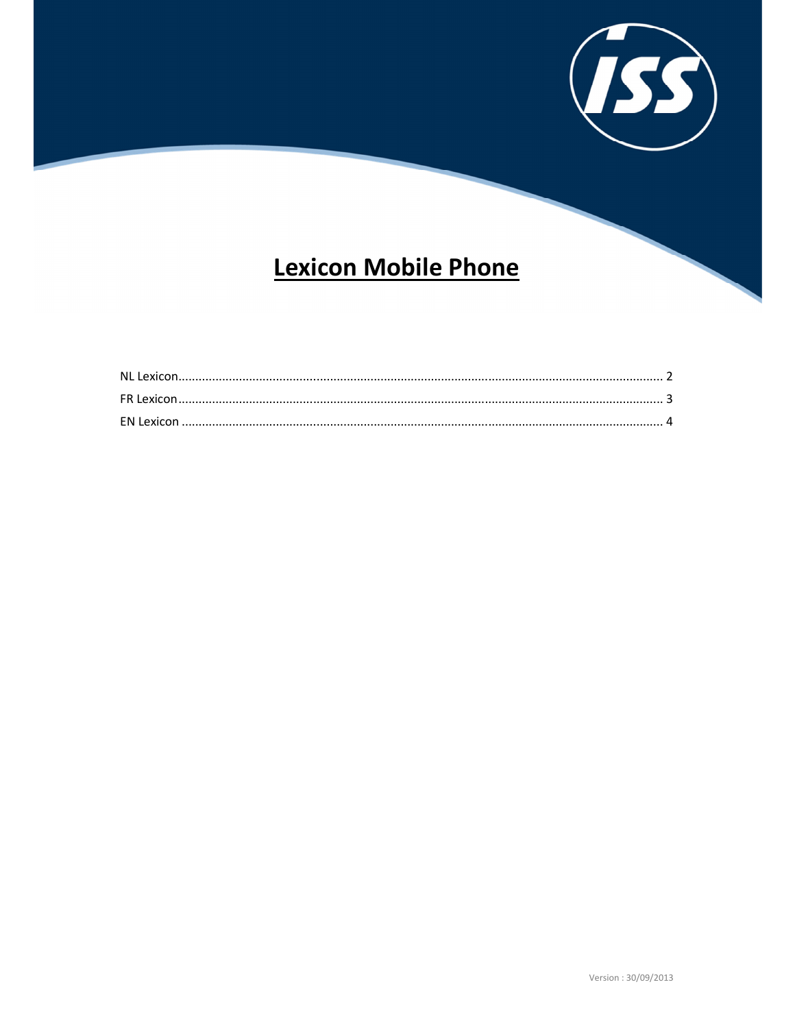# Lexicon Mobile Phone

NL Lexicon........................................................................................................................................ 2
FR Lexicon........................................................................................................................................ 3
EN Lexicon ....................................................................................................................................... 4

Version : 30/09/2013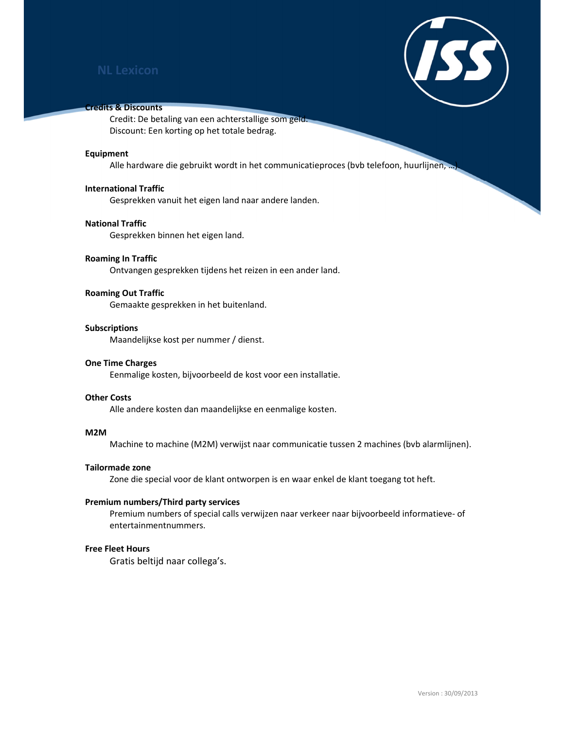# NL Lexicon

**Credits & Discounts**

Credit: De betaling van een achterstallige som geld.
Discount: Een korting op het totale bedrag.

**Equipment**

Alle hardware die gebruikt wordt in het communicatieproces (bvb telefoon, huurlijnen, …)

**International Traffic**

Gesprekken vanuit het eigen land naar andere landen.

**National Traffic**

Gesprekken binnen het eigen land.

**Roaming In Traffic**

Ontvangen gesprekken tijdens het reizen in een ander land.

**Roaming Out Traffic**

Gemaakte gesprekken in het buitenland.

**Subscriptions**

Maandelijkse kost per nummer / dienst.

**One Time Charges**

Eenmalige kosten, bijvoorbeeld de kost voor een installatie.

**Other Costs**

Alle andere kosten dan maandelijkse en eenmalige kosten.

**M2M**

Machine to machine (M2M) verwijst naar communicatie tussen 2 machines (bvb alarmlijnen).

**Tailormade zone**

Zone die special voor de klant ontworpen is en waar enkel de klant toegang tot heft.

**Premium numbers/Third party services**

Premium numbers of special calls verwijzen naar verkeer naar bijvoorbeeld informatieve- of entertainmentnummers.

**Free Fleet Hours**

Gratis beltijd naar collega's.

Version : 30/09/2013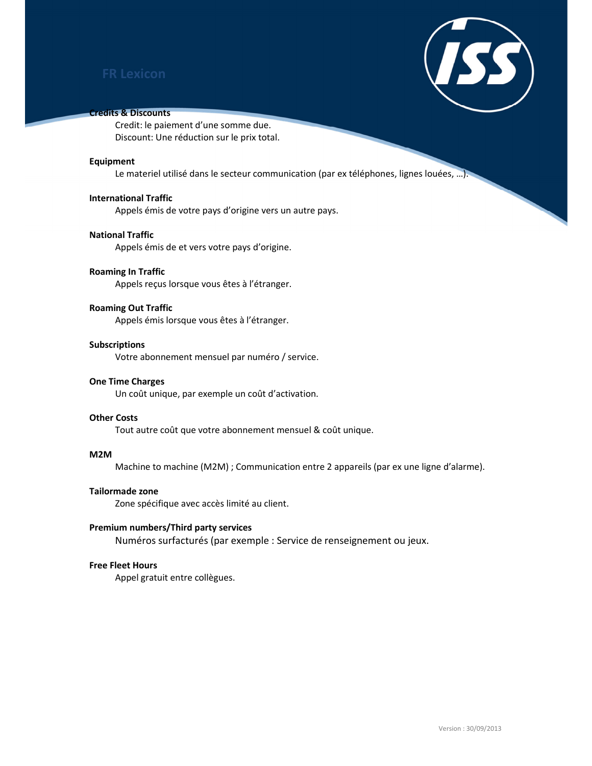# FR Lexicon

**Credits & Discounts**

Credit: le paiement d'une somme due.
Discount: Une réduction sur le prix total.

**Equipment**

Le materiel utilisé dans le secteur communication (par ex téléphones, lignes louées, …).

**International Traffic**

Appels émis de votre pays d'origine vers un autre pays.

**National Traffic**

Appels émis de et vers votre pays d'origine.

**Roaming In Traffic**

Appels reçus lorsque vous êtes à l'étranger.

**Roaming Out Traffic**

Appels émis lorsque vous êtes à l'étranger.

**Subscriptions**

Votre abonnement mensuel par numéro / service.

**One Time Charges**

Un coût unique, par exemple un coût d'activation.

**Other Costs**

Tout autre coût que votre abonnement mensuel & coût unique.

**M2M**

Machine to machine (M2M) ; Communication entre 2 appareils (par ex une ligne d'alarme).

**Tailormade zone**

Zone spécifique avec accès limité au client.

**Premium numbers/Third party services**

Numéros surfacturés (par exemple : Service de renseignement ou jeux.

**Free Fleet Hours**

Appel gratuit entre collègues.

Version : 30/09/2013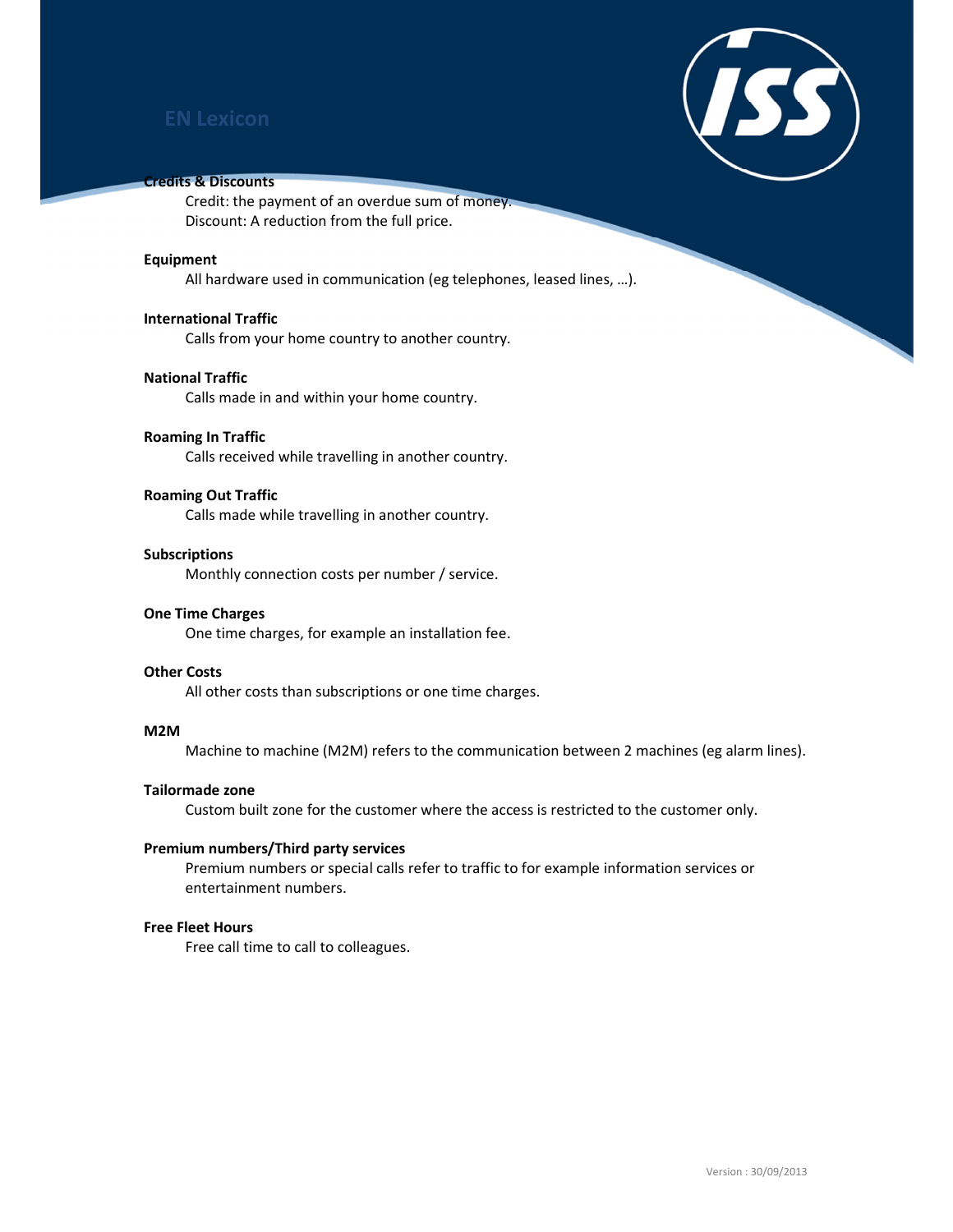# EN Lexicon

**Credits & Discounts**

Credit: the payment of an overdue sum of money.
Discount: A reduction from the full price.

**Equipment**

All hardware used in communication (eg telephones, leased lines, …).

**International Traffic**

Calls from your home country to another country.

**National Traffic**

Calls made in and within your home country.

**Roaming In Traffic**

Calls received while travelling in another country.

**Roaming Out Traffic**

Calls made while travelling in another country.

**Subscriptions**

Monthly connection costs per number / service.

**One Time Charges**

One time charges, for example an installation fee.

**Other Costs**

All other costs than subscriptions or one time charges.

**M2M**

Machine to machine (M2M) refers to the communication between 2 machines (eg alarm lines).

**Tailormade zone**

Custom built zone for the customer where the access is restricted to the customer only.

**Premium numbers/Third party services**

Premium numbers or special calls refer to traffic to for example information services or entertainment numbers.

**Free Fleet Hours**

Free call time to call to colleagues.

Version : 30/09/2013